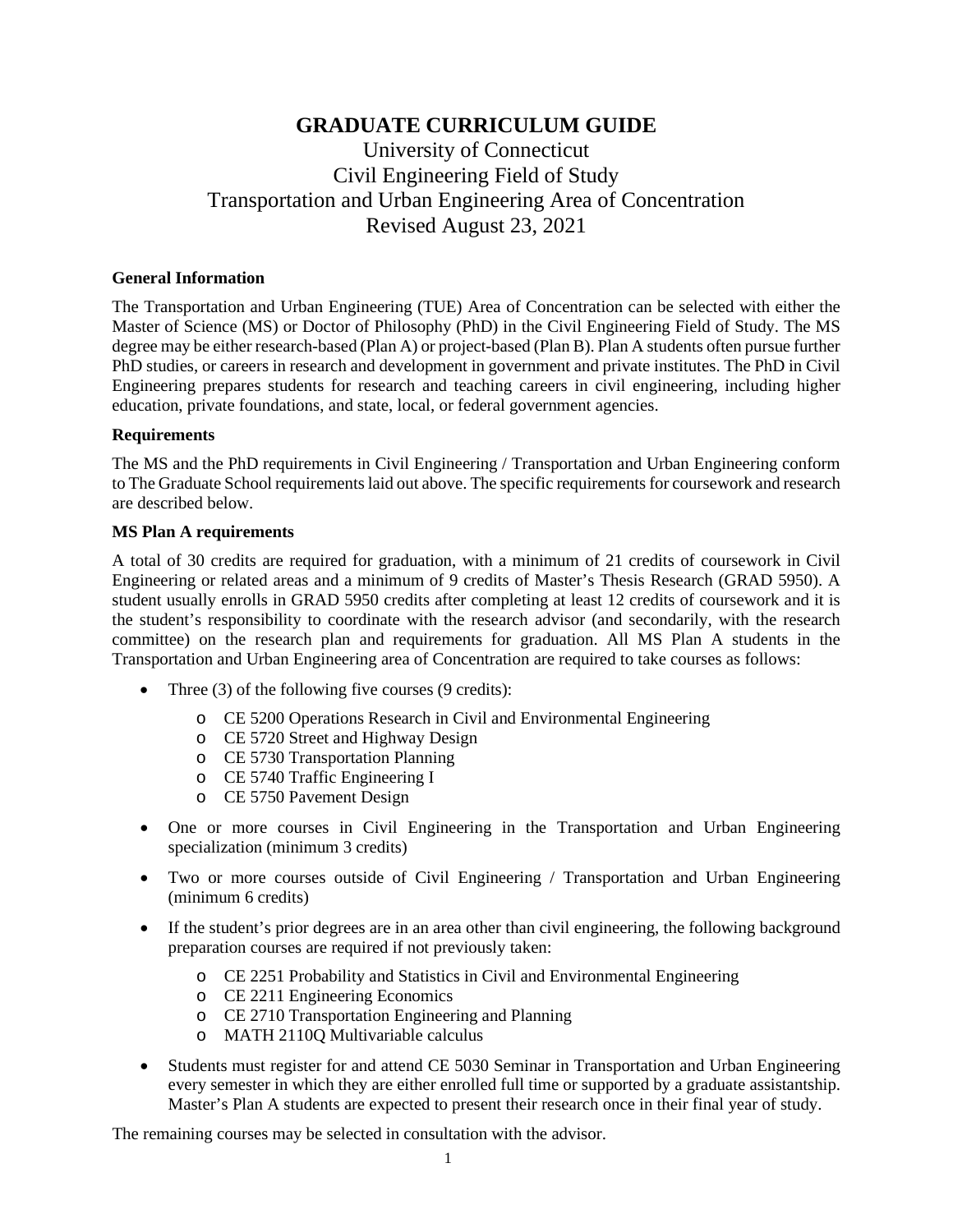# GRADUATE CURRICULUM GUIDE

University of Connecticut
Civil Engineering Field of Study
Transportation and Urban Engineering Area of Concentration
Revised August 23, 2021

**General Information**

The Transportation and Urban Engineering (TUE) Area of Concentration can be selected with either the Master of Science (MS) or Doctor of Philosophy (PhD) in the Civil Engineering Field of Study. The MS degree may be either research-based (Plan A) or project-based (Plan B). Plan A students often pursue further PhD studies, or careers in research and development in government and private institutes. The PhD in Civil Engineering prepares students for research and teaching careers in civil engineering, including higher education, private foundations, and state, local, or federal government agencies.

**Requirements**

The MS and the PhD requirements in Civil Engineering / Transportation and Urban Engineering conform to The Graduate School requirements laid out above. The specific requirements for coursework and research are described below.

**MS Plan A requirements**

A total of 30 credits are required for graduation, with a minimum of 21 credits of coursework in Civil Engineering or related areas and a minimum of 9 credits of Master's Thesis Research (GRAD 5950). A student usually enrolls in GRAD 5950 credits after completing at least 12 credits of coursework and it is the student's responsibility to coordinate with the research advisor (and secondarily, with the research committee) on the research plan and requirements for graduation. All MS Plan A students in the Transportation and Urban Engineering area of Concentration are required to take courses as follows:

- Three (3) of the following five courses (9 credits):
  - CE 5200 Operations Research in Civil and Environmental Engineering
  - CE 5720 Street and Highway Design
  - CE 5730 Transportation Planning
  - CE 5740 Traffic Engineering I
  - CE 5750 Pavement Design
- One or more courses in Civil Engineering in the Transportation and Urban Engineering specialization (minimum 3 credits)
- Two or more courses outside of Civil Engineering / Transportation and Urban Engineering (minimum 6 credits)
- If the student's prior degrees are in an area other than civil engineering, the following background preparation courses are required if not previously taken:
  - CE 2251 Probability and Statistics in Civil and Environmental Engineering
  - CE 2211 Engineering Economics
  - CE 2710 Transportation Engineering and Planning
  - MATH 2110Q Multivariable calculus
- Students must register for and attend CE 5030 Seminar in Transportation and Urban Engineering every semester in which they are either enrolled full time or supported by a graduate assistantship. Master's Plan A students are expected to present their research once in their final year of study.

The remaining courses may be selected in consultation with the advisor.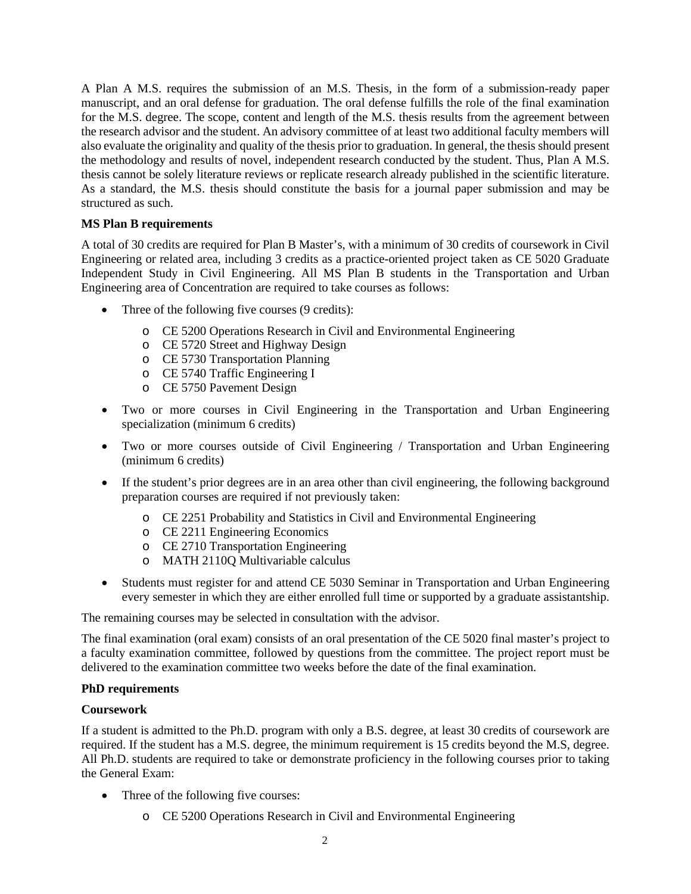A Plan A M.S. requires the submission of an M.S. Thesis, in the form of a submission-ready paper manuscript, and an oral defense for graduation. The oral defense fulfills the role of the final examination for the M.S. degree. The scope, content and length of the M.S. thesis results from the agreement between the research advisor and the student. An advisory committee of at least two additional faculty members will also evaluate the originality and quality of the thesis prior to graduation. In general, the thesis should present the methodology and results of novel, independent research conducted by the student. Thus, Plan A M.S. thesis cannot be solely literature reviews or replicate research already published in the scientific literature. As a standard, the M.S. thesis should constitute the basis for a journal paper submission and may be structured as such.

**MS Plan B requirements**

A total of 30 credits are required for Plan B Master's, with a minimum of 30 credits of coursework in Civil Engineering or related area, including 3 credits as a practice-oriented project taken as CE 5020 Graduate Independent Study in Civil Engineering. All MS Plan B students in the Transportation and Urban Engineering area of Concentration are required to take courses as follows:

- Three of the following five courses (9 credits):
  - CE 5200 Operations Research in Civil and Environmental Engineering
  - CE 5720 Street and Highway Design
  - CE 5730 Transportation Planning
  - CE 5740 Traffic Engineering I
  - CE 5750 Pavement Design
- Two or more courses in Civil Engineering in the Transportation and Urban Engineering specialization (minimum 6 credits)
- Two or more courses outside of Civil Engineering / Transportation and Urban Engineering (minimum 6 credits)
- If the student's prior degrees are in an area other than civil engineering, the following background preparation courses are required if not previously taken:
  - CE 2251 Probability and Statistics in Civil and Environmental Engineering
  - CE 2211 Engineering Economics
  - CE 2710 Transportation Engineering
  - MATH 2110Q Multivariable calculus
- Students must register for and attend CE 5030 Seminar in Transportation and Urban Engineering every semester in which they are either enrolled full time or supported by a graduate assistantship.

The remaining courses may be selected in consultation with the advisor.

The final examination (oral exam) consists of an oral presentation of the CE 5020 final master's project to a faculty examination committee, followed by questions from the committee. The project report must be delivered to the examination committee two weeks before the date of the final examination.

**PhD requirements**

**Coursework**

If a student is admitted to the Ph.D. program with only a B.S. degree, at least 30 credits of coursework are required. If the student has a M.S. degree, the minimum requirement is 15 credits beyond the M.S, degree. All Ph.D. students are required to take or demonstrate proficiency in the following courses prior to taking the General Exam:

- Three of the following five courses:
  - CE 5200 Operations Research in Civil and Environmental Engineering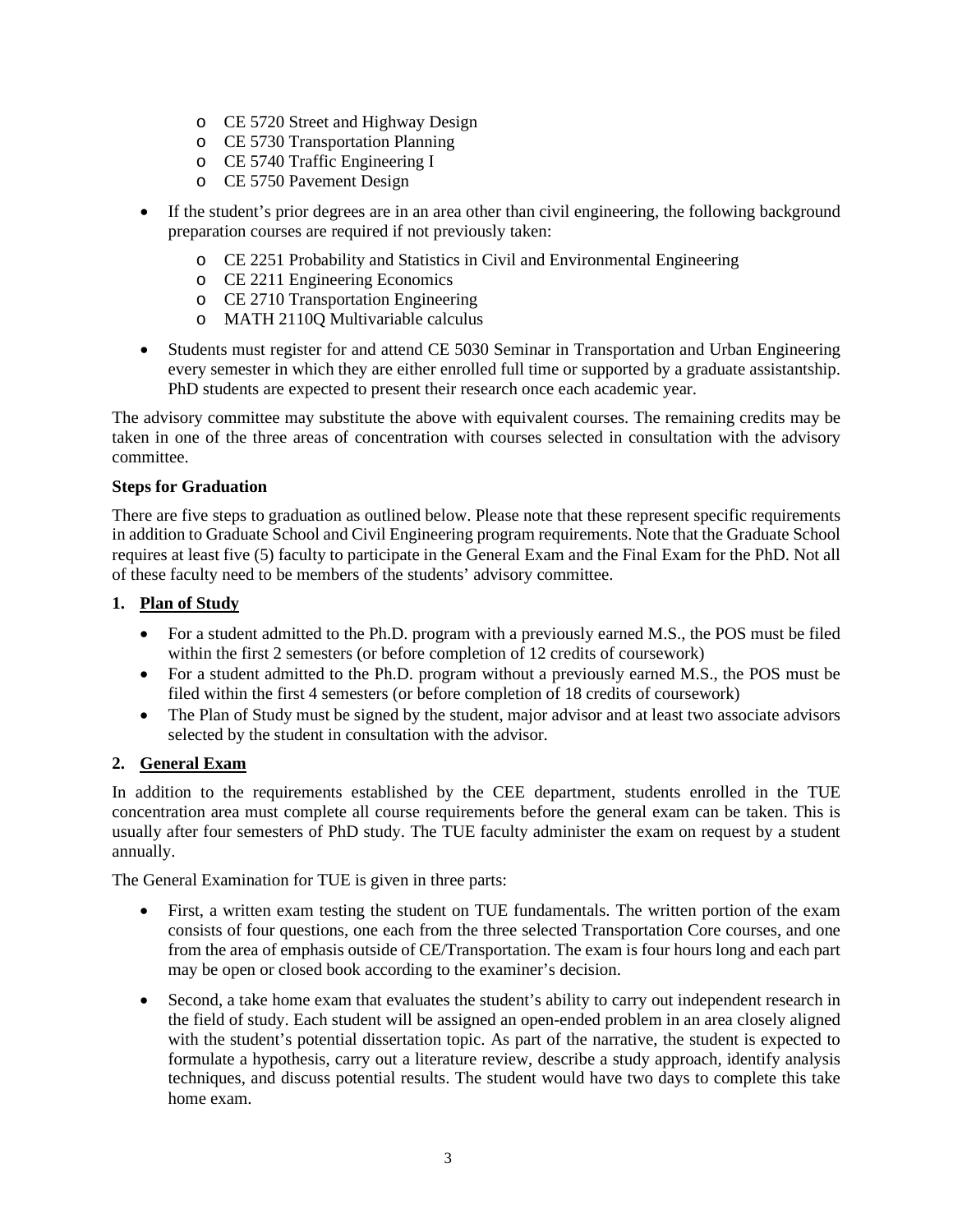- CE 5720 Street and Highway Design
  - CE 5730 Transportation Planning
  - CE 5740 Traffic Engineering I
  - CE 5750 Pavement Design

- If the student's prior degrees are in an area other than civil engineering, the following background preparation courses are required if not previously taken:
  - CE 2251 Probability and Statistics in Civil and Environmental Engineering
  - CE 2211 Engineering Economics
  - CE 2710 Transportation Engineering
  - MATH 2110Q Multivariable calculus

- Students must register for and attend CE 5030 Seminar in Transportation and Urban Engineering every semester in which they are either enrolled full time or supported by a graduate assistantship. PhD students are expected to present their research once each academic year.

The advisory committee may substitute the above with equivalent courses. The remaining credits may be taken in one of the three areas of concentration with courses selected in consultation with the advisory committee.

**Steps for Graduation**

There are five steps to graduation as outlined below. Please note that these represent specific requirements in addition to Graduate School and Civil Engineering program requirements. Note that the Graduate School requires at least five (5) faculty to participate in the General Exam and the Final Exam for the PhD. Not all of these faculty need to be members of the students' advisory committee.

**1. <u>Plan of Study</u>**

- For a student admitted to the Ph.D. program with a previously earned M.S., the POS must be filed within the first 2 semesters (or before completion of 12 credits of coursework)
- For a student admitted to the Ph.D. program without a previously earned M.S., the POS must be filed within the first 4 semesters (or before completion of 18 credits of coursework)
- The Plan of Study must be signed by the student, major advisor and at least two associate advisors selected by the student in consultation with the advisor.

**2. <u>General Exam</u>**

In addition to the requirements established by the CEE department, students enrolled in the TUE concentration area must complete all course requirements before the general exam can be taken. This is usually after four semesters of PhD study. The TUE faculty administer the exam on request by a student annually.

The General Examination for TUE is given in three parts:

- First, a written exam testing the student on TUE fundamentals. The written portion of the exam consists of four questions, one each from the three selected Transportation Core courses, and one from the area of emphasis outside of CE/Transportation. The exam is four hours long and each part may be open or closed book according to the examiner's decision.
- Second, a take home exam that evaluates the student's ability to carry out independent research in the field of study. Each student will be assigned an open-ended problem in an area closely aligned with the student's potential dissertation topic. As part of the narrative, the student is expected to formulate a hypothesis, carry out a literature review, describe a study approach, identify analysis techniques, and discuss potential results. The student would have two days to complete this take home exam.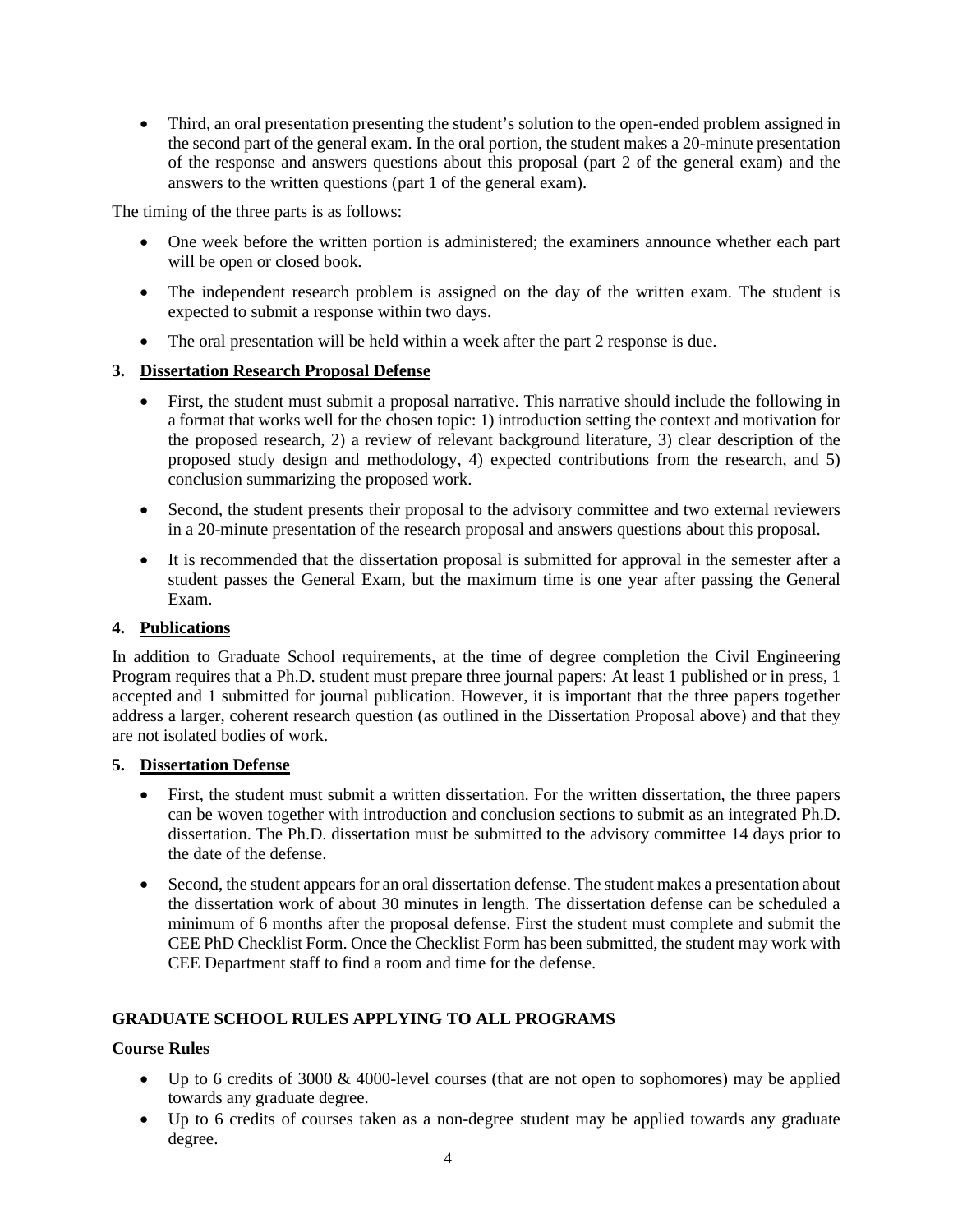- Third, an oral presentation presenting the student's solution to the open-ended problem assigned in the second part of the general exam. In the oral portion, the student makes a 20-minute presentation of the response and answers questions about this proposal (part 2 of the general exam) and the answers to the written questions (part 1 of the general exam).

The timing of the three parts is as follows:

- One week before the written portion is administered; the examiners announce whether each part will be open or closed book.
- The independent research problem is assigned on the day of the written exam. The student is expected to submit a response within two days.
- The oral presentation will be held within a week after the part 2 response is due.

**3. Dissertation Research Proposal Defense**

- First, the student must submit a proposal narrative. This narrative should include the following in a format that works well for the chosen topic: 1) introduction setting the context and motivation for the proposed research, 2) a review of relevant background literature, 3) clear description of the proposed study design and methodology, 4) expected contributions from the research, and 5) conclusion summarizing the proposed work.
- Second, the student presents their proposal to the advisory committee and two external reviewers in a 20-minute presentation of the research proposal and answers questions about this proposal.
- It is recommended that the dissertation proposal is submitted for approval in the semester after a student passes the General Exam, but the maximum time is one year after passing the General Exam.

**4. Publications**

In addition to Graduate School requirements, at the time of degree completion the Civil Engineering Program requires that a Ph.D. student must prepare three journal papers: At least 1 published or in press, 1 accepted and 1 submitted for journal publication. However, it is important that the three papers together address a larger, coherent research question (as outlined in the Dissertation Proposal above) and that they are not isolated bodies of work.

**5. Dissertation Defense**

- First, the student must submit a written dissertation. For the written dissertation, the three papers can be woven together with introduction and conclusion sections to submit as an integrated Ph.D. dissertation. The Ph.D. dissertation must be submitted to the advisory committee 14 days prior to the date of the defense.
- Second, the student appears for an oral dissertation defense. The student makes a presentation about the dissertation work of about 30 minutes in length. The dissertation defense can be scheduled a minimum of 6 months after the proposal defense. First the student must complete and submit the CEE PhD Checklist Form. Once the Checklist Form has been submitted, the student may work with CEE Department staff to find a room and time for the defense.

## GRADUATE SCHOOL RULES APPLYING TO ALL PROGRAMS

**Course Rules**

- Up to 6 credits of 3000 & 4000-level courses (that are not open to sophomores) may be applied towards any graduate degree.
- Up to 6 credits of courses taken as a non-degree student may be applied towards any graduate degree.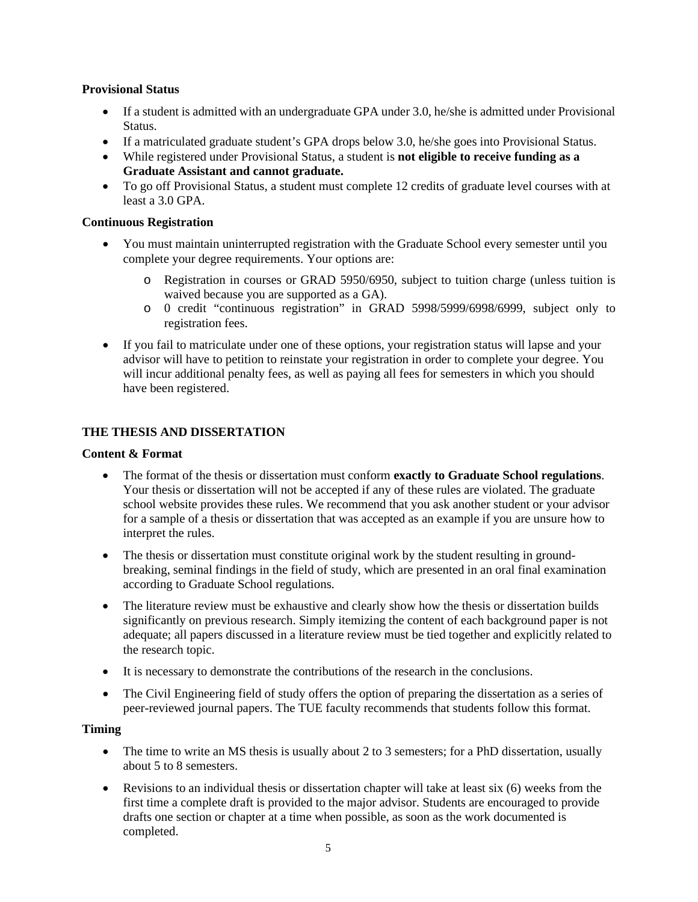**Provisional Status**

- If a student is admitted with an undergraduate GPA under 3.0, he/she is admitted under Provisional Status.
- If a matriculated graduate student's GPA drops below 3.0, he/she goes into Provisional Status.
- While registered under Provisional Status, a student is **not eligible to receive funding as a Graduate Assistant and cannot graduate.**
- To go off Provisional Status, a student must complete 12 credits of graduate level courses with at least a 3.0 GPA.

**Continuous Registration**

- You must maintain uninterrupted registration with the Graduate School every semester until you complete your degree requirements. Your options are:
  - Registration in courses or GRAD 5950/6950, subject to tuition charge (unless tuition is waived because you are supported as a GA).
  - 0 credit "continuous registration" in GRAD 5998/5999/6998/6999, subject only to registration fees.
- If you fail to matriculate under one of these options, your registration status will lapse and your advisor will have to petition to reinstate your registration in order to complete your degree. You will incur additional penalty fees, as well as paying all fees for semesters in which you should have been registered.

## THE THESIS AND DISSERTATION

**Content & Format**

- The format of the thesis or dissertation must conform **exactly to Graduate School regulations**. Your thesis or dissertation will not be accepted if any of these rules are violated. The graduate school website provides these rules. We recommend that you ask another student or your advisor for a sample of a thesis or dissertation that was accepted as an example if you are unsure how to interpret the rules.
- The thesis or dissertation must constitute original work by the student resulting in ground-breaking, seminal findings in the field of study, which are presented in an oral final examination according to Graduate School regulations.
- The literature review must be exhaustive and clearly show how the thesis or dissertation builds significantly on previous research. Simply itemizing the content of each background paper is not adequate; all papers discussed in a literature review must be tied together and explicitly related to the research topic.
- It is necessary to demonstrate the contributions of the research in the conclusions.
- The Civil Engineering field of study offers the option of preparing the dissertation as a series of peer-reviewed journal papers. The TUE faculty recommends that students follow this format.

**Timing**

- The time to write an MS thesis is usually about 2 to 3 semesters; for a PhD dissertation, usually about 5 to 8 semesters.
- Revisions to an individual thesis or dissertation chapter will take at least six (6) weeks from the first time a complete draft is provided to the major advisor. Students are encouraged to provide drafts one section or chapter at a time when possible, as soon as the work documented is completed.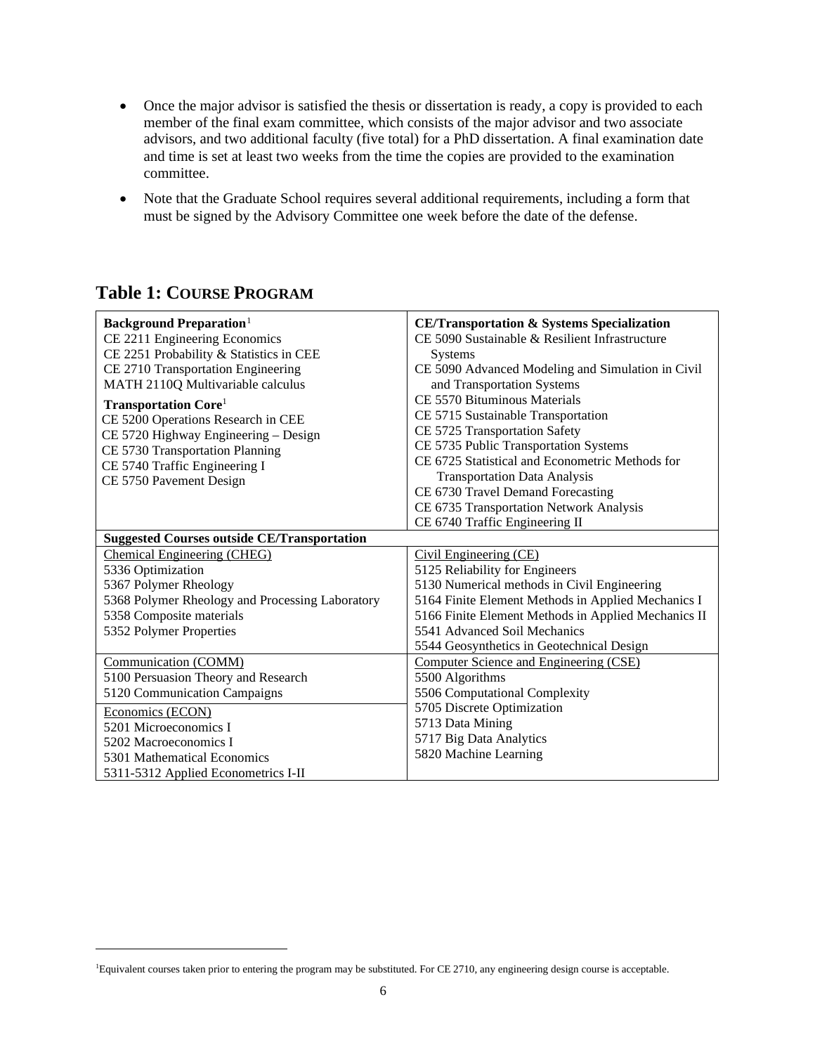- Once the major advisor is satisfied the thesis or dissertation is ready, a copy is provided to each member of the final exam committee, which consists of the major advisor and two associate advisors, and two additional faculty (five total) for a PhD dissertation. A final examination date and time is set at least two weeks from the time the copies are provided to the examination committee.
- Note that the Graduate School requires several additional requirements, including a form that must be signed by the Advisory Committee one week before the date of the defense.

## Table 1: COURSE PROGRAM

| | |
|---|---|
| **Background Preparation**[1]<br>CE 2211 Engineering Economics<br>CE 2251 Probability & Statistics in CEE<br>CE 2710 Transportation Engineering<br>MATH 2110Q Multivariable calculus<br><br>**Transportation Core**[1]<br>CE 5200 Operations Research in CEE<br>CE 5720 Highway Engineering – Design<br>CE 5730 Transportation Planning<br>CE 5740 Traffic Engineering I<br>CE 5750 Pavement Design | **CE/Transportation & Systems Specialization**<br>CE 5090 Sustainable & Resilient Infrastructure Systems<br>CE 5090 Advanced Modeling and Simulation in Civil and Transportation Systems<br>CE 5570 Bituminous Materials<br>CE 5715 Sustainable Transportation<br>CE 5725 Transportation Safety<br>CE 5735 Public Transportation Systems<br>CE 6725 Statistical and Econometric Methods for Transportation Data Analysis<br>CE 6730 Travel Demand Forecasting<br>CE 6735 Transportation Network Analysis<br>CE 6740 Traffic Engineering II |
| **Suggested Courses outside CE/Transportation** | |
| Chemical Engineering (CHEG)<br>5336 Optimization<br>5367 Polymer Rheology<br>5368 Polymer Rheology and Processing Laboratory<br>5358 Composite materials<br>5352 Polymer Properties | Civil Engineering (CE)<br>5125 Reliability for Engineers<br>5130 Numerical methods in Civil Engineering<br>5164 Finite Element Methods in Applied Mechanics I<br>5166 Finite Element Methods in Applied Mechanics II<br>5541 Advanced Soil Mechanics<br>5544 Geosynthetics in Geotechnical Design |
| Communication (COMM)<br>5100 Persuasion Theory and Research<br>5120 Communication Campaigns<br><br>Economics (ECON)<br>5201 Microeconomics I<br>5202 Macroeconomics I<br>5301 Mathematical Economics<br>5311-5312 Applied Econometrics I-II | Computer Science and Engineering (CSE)<br>5500 Algorithms<br>5506 Computational Complexity<br>5705 Discrete Optimization<br>5713 Data Mining<br>5717 Big Data Analytics<br>5820 Machine Learning |

[1]Equivalent courses taken prior to entering the program may be substituted. For CE 2710, any engineering design course is acceptable.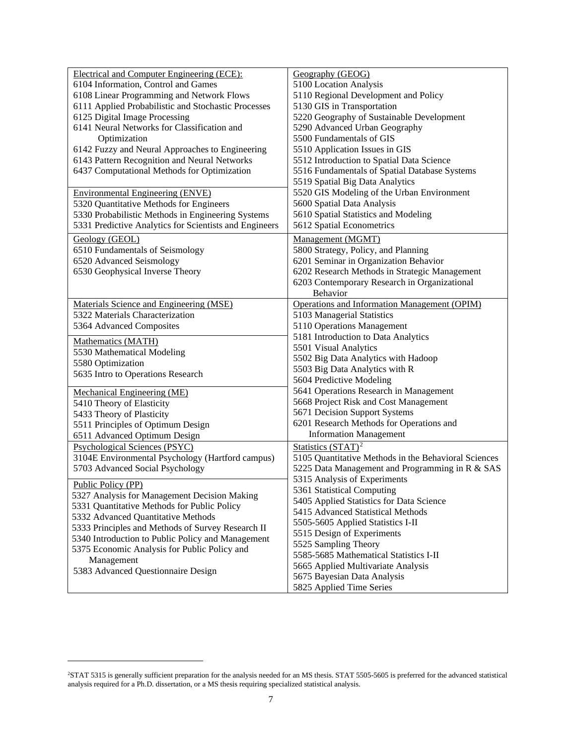| | |
|---|---|
| Electrical and Computer Engineering (ECE):<br>6104 Information, Control and Games<br>6108 Linear Programming and Network Flows<br>6111 Applied Probabilistic and Stochastic Processes<br>6125 Digital Image Processing<br>6141 Neural Networks for Classification and Optimization<br>6142 Fuzzy and Neural Approaches to Engineering<br>6143 Pattern Recognition and Neural Networks<br>6437 Computational Methods for Optimization<br><br>Environmental Engineering (ENVE)<br>5320 Quantitative Methods for Engineers<br>5330 Probabilistic Methods in Engineering Systems<br>5331 Predictive Analytics for Scientists and Engineers | Geography (GEOG)<br>5100 Location Analysis<br>5110 Regional Development and Policy<br>5130 GIS in Transportation<br>5220 Geography of Sustainable Development<br>5290 Advanced Urban Geography<br>5500 Fundamentals of GIS<br>5510 Application Issues in GIS<br>5512 Introduction to Spatial Data Science<br>5516 Fundamentals of Spatial Database Systems<br>5519 Spatial Big Data Analytics<br>5520 GIS Modeling of the Urban Environment<br>5600 Spatial Data Analysis<br>5610 Spatial Statistics and Modeling<br>5612 Spatial Econometrics |
| Geology (GEOL)<br>6510 Fundamentals of Seismology<br>6520 Advanced Seismology<br>6530 Geophysical Inverse Theory | Management (MGMT)<br>5800 Strategy, Policy, and Planning<br>6201 Seminar in Organization Behavior<br>6202 Research Methods in Strategic Management<br>6203 Contemporary Research in Organizational Behavior |
| Materials Science and Engineering (MSE)<br>5322 Materials Characterization<br>5364 Advanced Composites<br><br>Mathematics (MATH)<br>5530 Mathematical Modeling<br>5580 Optimization<br>5635 Intro to Operations Research<br><br>Mechanical Engineering (ME)<br>5410 Theory of Elasticity<br>5433 Theory of Plasticity<br>5511 Principles of Optimum Design<br>6511 Advanced Optimum Design | Operations and Information Management (OPIM)<br>5103 Managerial Statistics<br>5110 Operations Management<br>5181 Introduction to Data Analytics<br>5501 Visual Analytics<br>5502 Big Data Analytics with Hadoop<br>5503 Big Data Analytics with R<br>5604 Predictive Modeling<br>5641 Operations Research in Management<br>5668 Project Risk and Cost Management<br>5671 Decision Support Systems<br>6201 Research Methods for Operations and Information Management |
| Psychological Sciences (PSYC)<br>3104E Environmental Psychology (Hartford campus)<br>5703 Advanced Social Psychology<br><br>Public Policy (PP)<br>5327 Analysis for Management Decision Making<br>5331 Quantitative Methods for Public Policy<br>5332 Advanced Quantitative Methods<br>5333 Principles and Methods of Survey Research II<br>5340 Introduction to Public Policy and Management<br>5375 Economic Analysis for Public Policy and Management<br>5383 Advanced Questionnaire Design | Statistics (STAT)[2]<br>5105 Quantitative Methods in the Behavioral Sciences<br>5225 Data Management and Programming in R & SAS<br>5315 Analysis of Experiments<br>5361 Statistical Computing<br>5405 Applied Statistics for Data Science<br>5415 Advanced Statistical Methods<br>5505-5605 Applied Statistics I-II<br>5515 Design of Experiments<br>5525 Sampling Theory<br>5585-5685 Mathematical Statistics I-II<br>5665 Applied Multivariate Analysis<br>5675 Bayesian Data Analysis<br>5825 Applied Time Series |

[2]STAT 5315 is generally sufficient preparation for the analysis needed for an MS thesis. STAT 5505-5605 is preferred for the advanced statistical analysis required for a Ph.D. dissertation, or a MS thesis requiring specialized statistical analysis.